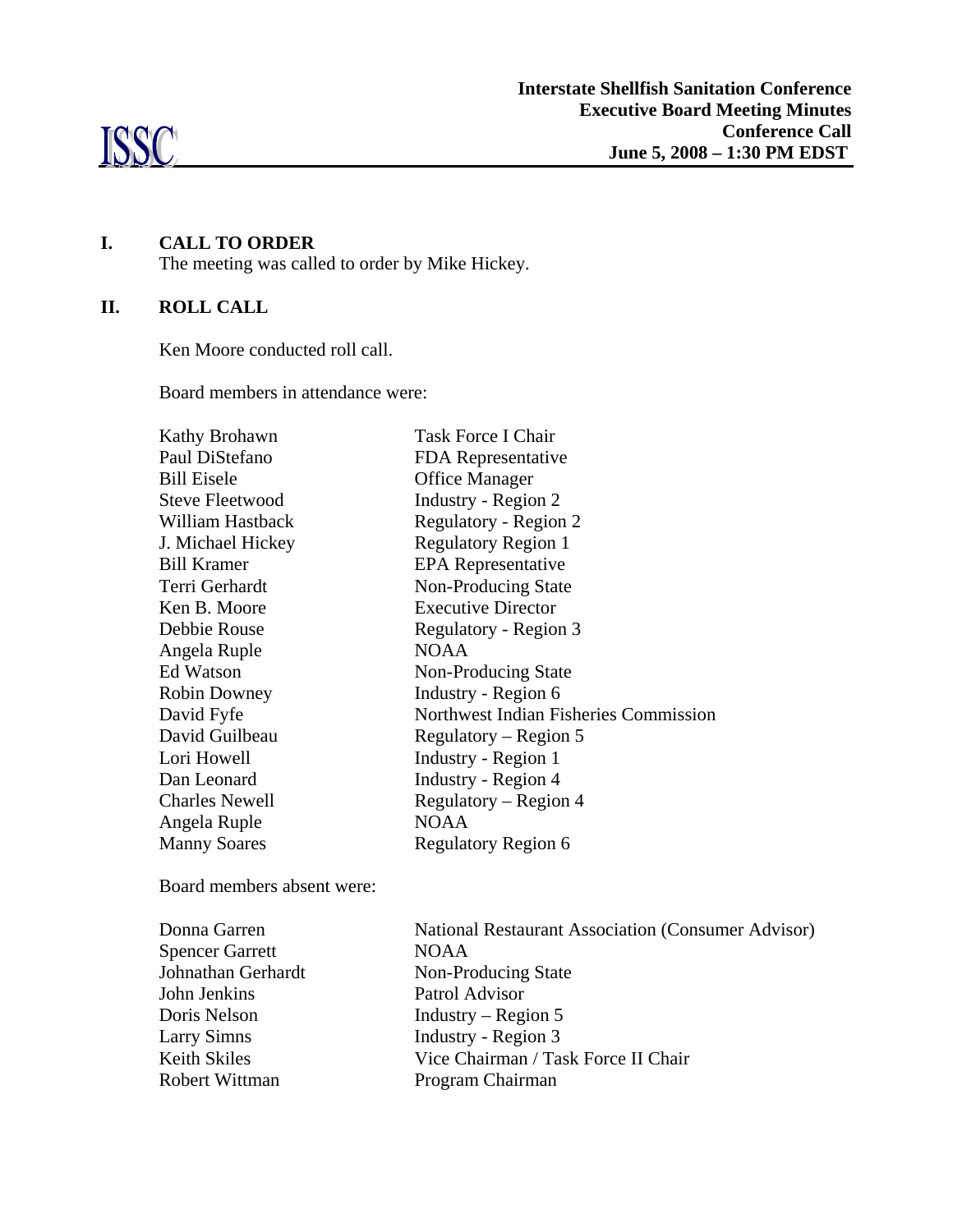ISSC

**Interstate Shellfish Sanitation Conference**
**Executive Board Meeting Minutes**
**Conference Call**
**June 5, 2008 – 1:30 PM EDST**

## I. CALL TO ORDER

The meeting was called to order by Mike Hickey.

## II. ROLL CALL

Ken Moore conducted roll call.

Board members in attendance were:

| | |
|---|---|
| Kathy Brohawn | Task Force I Chair |
| Paul DiStefano | FDA Representative |
| Bill Eisele | Office Manager |
| Steve Fleetwood | Industry - Region 2 |
| William Hastback | Regulatory - Region 2 |
| J. Michael Hickey | Regulatory Region 1 |
| Bill Kramer | EPA Representative |
| Terri Gerhardt | Non-Producing State |
| Ken B. Moore | Executive Director |
| Debbie Rouse | Regulatory - Region 3 |
| Angela Ruple | NOAA |
| Ed Watson | Non-Producing State |
| Robin Downey | Industry - Region 6 |
| David Fyfe | Northwest Indian Fisheries Commission |
| David Guilbeau | Regulatory – Region 5 |
| Lori Howell | Industry - Region 1 |
| Dan Leonard | Industry - Region 4 |
| Charles Newell | Regulatory – Region 4 |
| Angela Ruple | NOAA |
| Manny Soares | Regulatory Region 6 |

Board members absent were:

| | |
|---|---|
| Donna Garren | National Restaurant Association (Consumer Advisor) |
| Spencer Garrett | NOAA |
| Johnathan Gerhardt | Non-Producing State |
| John Jenkins | Patrol Advisor |
| Doris Nelson | Industry – Region 5 |
| Larry Simns | Industry - Region 3 |
| Keith Skiles | Vice Chairman / Task Force II Chair |
| Robert Wittman | Program Chairman |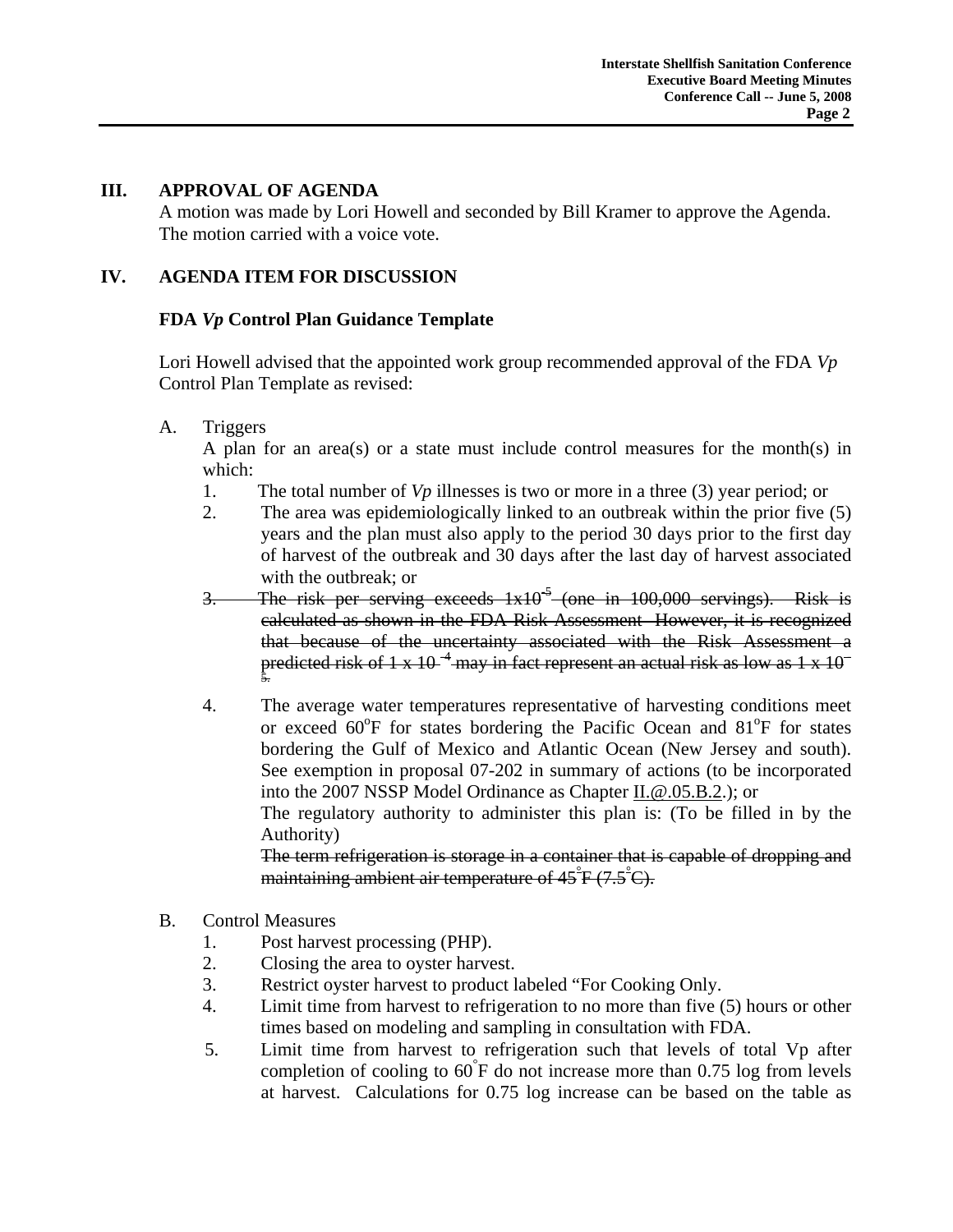## III. APPROVAL OF AGENDA

A motion was made by Lori Howell and seconded by Bill Kramer to approve the Agenda. The motion carried with a voice vote.

## IV. AGENDA ITEM FOR DISCUSSION

### FDA *Vp* Control Plan Guidance Template

Lori Howell advised that the appointed work group recommended approval of the FDA *Vp* Control Plan Template as revised:

A. Triggers

A plan for an area(s) or a state must include control measures for the month(s) in which:

1. The total number of *Vp* illnesses is two or more in a three (3) year period; or
2. The area was epidemiologically linked to an outbreak within the prior five (5) years and the plan must also apply to the period 30 days prior to the first day of harvest of the outbreak and 30 days after the last day of harvest associated with the outbreak; or
3. ~~The risk per serving exceeds $1x10^{-5}$ (one in 100,000 servings). Risk is calculated as shown in the FDA Risk Assessment. However, it is recognized that because of the uncertainty associated with the Risk Assessment a predicted risk of $1 \times 10^{-4}$ may in fact represent an actual risk as low as $1 \times 10^{-5}$.~~
4. The average water temperatures representative of harvesting conditions meet or exceed 60°F for states bordering the Pacific Ocean and 81°F for states bordering the Gulf of Mexico and Atlantic Ocean (New Jersey and south). See exemption in proposal 07-202 in summary of actions (to be incorporated into the 2007 NSSP Model Ordinance as Chapter II.@.05.B.2.); or

   The regulatory authority to administer this plan is: (To be filled in by the Authority)

   ~~The term refrigeration is storage in a container that is capable of dropping and maintaining ambient air temperature of 45°F (7.5°C).~~

B. Control Measures

1. Post harvest processing (PHP).
2. Closing the area to oyster harvest.
3. Restrict oyster harvest to product labeled "For Cooking Only.
4. Limit time from harvest to refrigeration to no more than five (5) hours or other times based on modeling and sampling in consultation with FDA.
5. Limit time from harvest to refrigeration such that levels of total Vp after completion of cooling to 60°F do not increase more than 0.75 log from levels at harvest. Calculations for 0.75 log increase can be based on the table as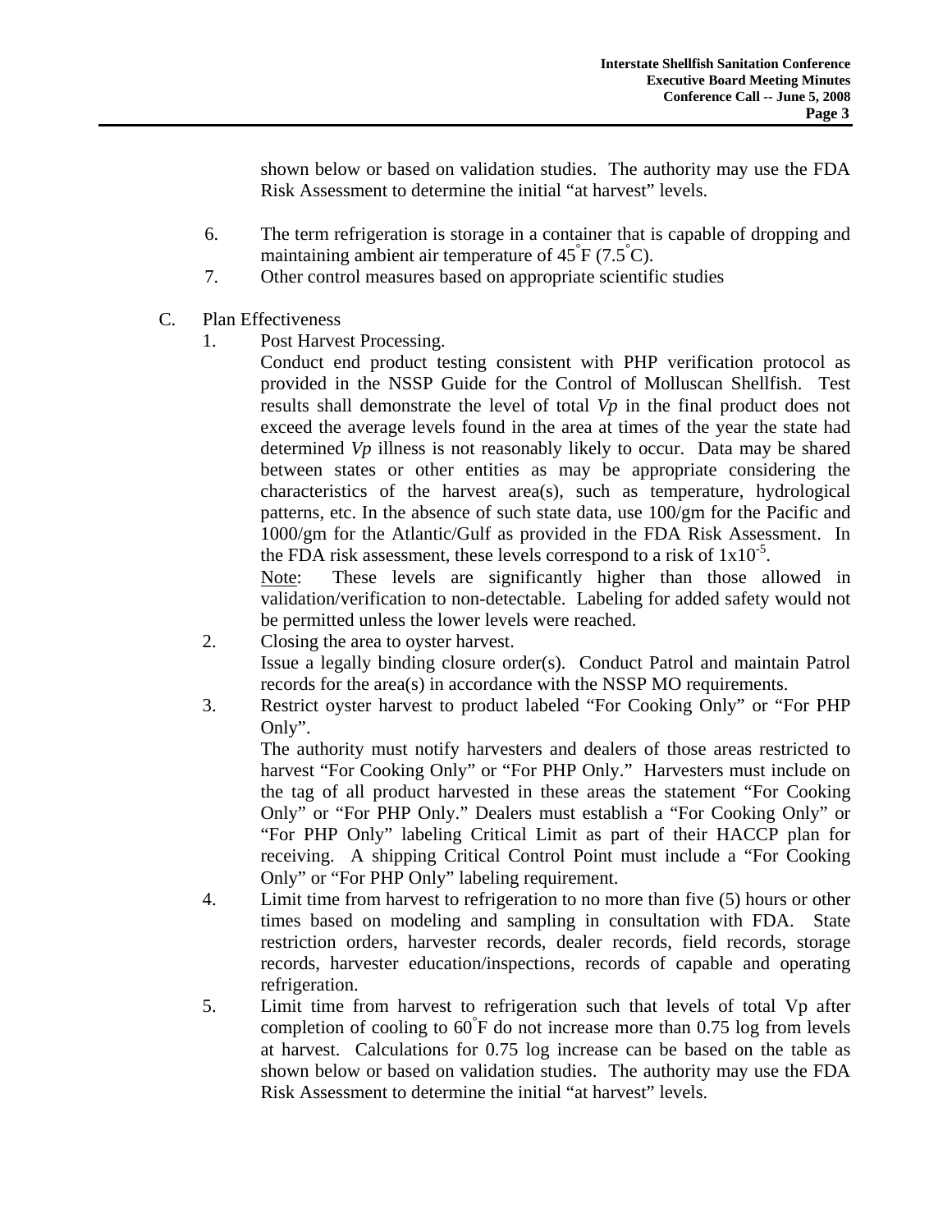shown below or based on validation studies. The authority may use the FDA Risk Assessment to determine the initial "at harvest" levels.

6. The term refrigeration is storage in a container that is capable of dropping and maintaining ambient air temperature of 45°F (7.5°C).
7. Other control measures based on appropriate scientific studies

C. Plan Effectiveness

1. Post Harvest Processing.

   Conduct end product testing consistent with PHP verification protocol as provided in the NSSP Guide for the Control of Molluscan Shellfish. Test results shall demonstrate the level of total *Vp* in the final product does not exceed the average levels found in the area at times of the year the state had determined *Vp* illness is not reasonably likely to occur. Data may be shared between states or other entities as may be appropriate considering the characteristics of the harvest area(s), such as temperature, hydrological patterns, etc. In the absence of such state data, use 100/gm for the Pacific and 1000/gm for the Atlantic/Gulf as provided in the FDA Risk Assessment. In the FDA risk assessment, these levels correspond to a risk of $1x10^{-5}$.

   Note: These levels are significantly higher than those allowed in validation/verification to non-detectable. Labeling for added safety would not be permitted unless the lower levels were reached.

2. Closing the area to oyster harvest.

   Issue a legally binding closure order(s). Conduct Patrol and maintain Patrol records for the area(s) in accordance with the NSSP MO requirements.

3. Restrict oyster harvest to product labeled "For Cooking Only" or "For PHP Only".

   The authority must notify harvesters and dealers of those areas restricted to harvest "For Cooking Only" or "For PHP Only." Harvesters must include on the tag of all product harvested in these areas the statement "For Cooking Only" or "For PHP Only." Dealers must establish a "For Cooking Only" or "For PHP Only" labeling Critical Limit as part of their HACCP plan for receiving. A shipping Critical Control Point must include a "For Cooking Only" or "For PHP Only" labeling requirement.

4. Limit time from harvest to refrigeration to no more than five (5) hours or other times based on modeling and sampling in consultation with FDA. State restriction orders, harvester records, dealer records, field records, storage records, harvester education/inspections, records of capable and operating refrigeration.

5. Limit time from harvest to refrigeration such that levels of total Vp after completion of cooling to 60°F do not increase more than 0.75 log from levels at harvest. Calculations for 0.75 log increase can be based on the table as shown below or based on validation studies. The authority may use the FDA Risk Assessment to determine the initial "at harvest" levels.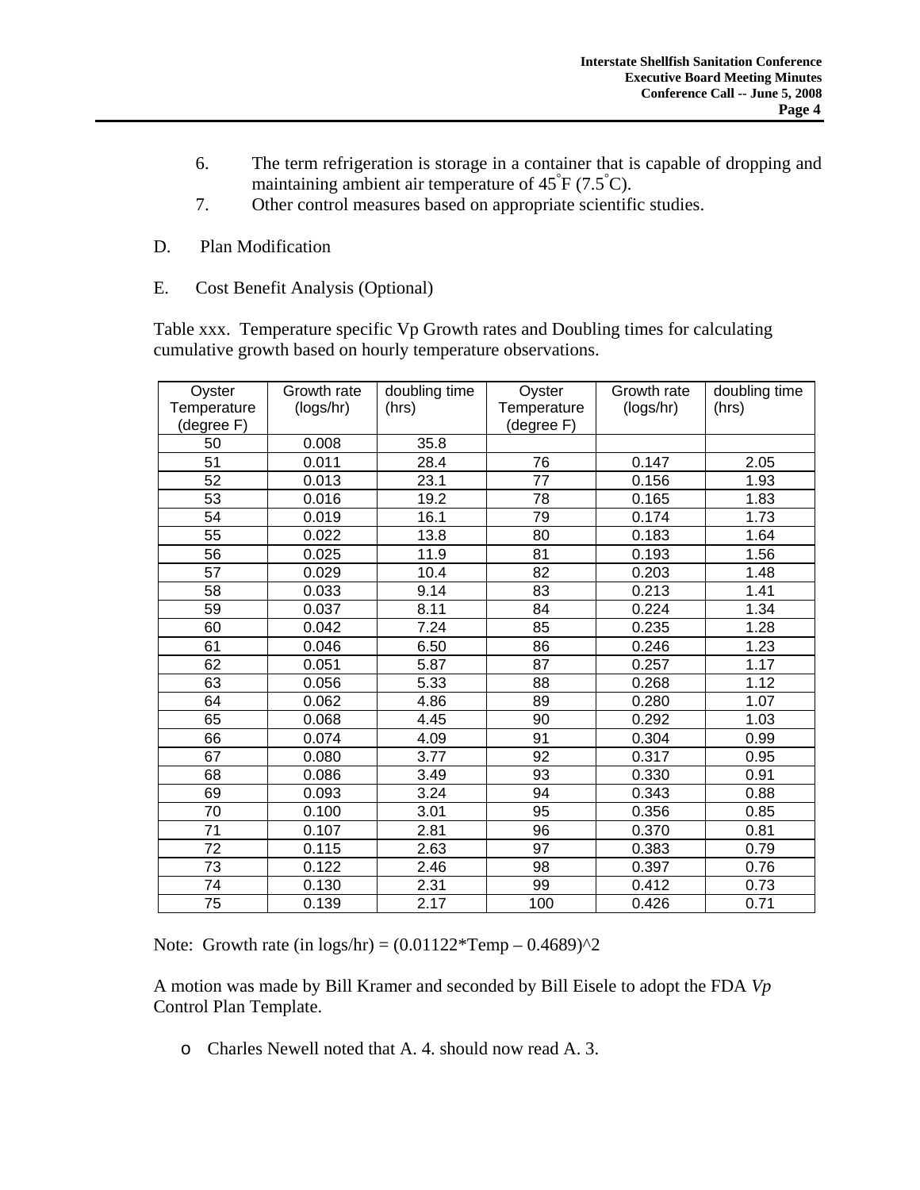6. The term refrigeration is storage in a container that is capable of dropping and maintaining ambient air temperature of 45°F (7.5°C).
7. Other control measures based on appropriate scientific studies.

D. Plan Modification

E. Cost Benefit Analysis (Optional)

Table xxx. Temperature specific Vp Growth rates and Doubling times for calculating cumulative growth based on hourly temperature observations.

| Oyster Temperature (degree F) | Growth rate (logs/hr) | doubling time (hrs) | Oyster Temperature (degree F) | Growth rate (logs/hr) | doubling time (hrs) |
|---|---|---|---|---|---|
| 50 | 0.008 | 35.8 | | | |
| 51 | 0.011 | 28.4 | 76 | 0.147 | 2.05 |
| 52 | 0.013 | 23.1 | 77 | 0.156 | 1.93 |
| 53 | 0.016 | 19.2 | 78 | 0.165 | 1.83 |
| 54 | 0.019 | 16.1 | 79 | 0.174 | 1.73 |
| 55 | 0.022 | 13.8 | 80 | 0.183 | 1.64 |
| 56 | 0.025 | 11.9 | 81 | 0.193 | 1.56 |
| 57 | 0.029 | 10.4 | 82 | 0.203 | 1.48 |
| 58 | 0.033 | 9.14 | 83 | 0.213 | 1.41 |
| 59 | 0.037 | 8.11 | 84 | 0.224 | 1.34 |
| 60 | 0.042 | 7.24 | 85 | 0.235 | 1.28 |
| 61 | 0.046 | 6.50 | 86 | 0.246 | 1.23 |
| 62 | 0.051 | 5.87 | 87 | 0.257 | 1.17 |
| 63 | 0.056 | 5.33 | 88 | 0.268 | 1.12 |
| 64 | 0.062 | 4.86 | 89 | 0.280 | 1.07 |
| 65 | 0.068 | 4.45 | 90 | 0.292 | 1.03 |
| 66 | 0.074 | 4.09 | 91 | 0.304 | 0.99 |
| 67 | 0.080 | 3.77 | 92 | 0.317 | 0.95 |
| 68 | 0.086 | 3.49 | 93 | 0.330 | 0.91 |
| 69 | 0.093 | 3.24 | 94 | 0.343 | 0.88 |
| 70 | 0.100 | 3.01 | 95 | 0.356 | 0.85 |
| 71 | 0.107 | 2.81 | 96 | 0.370 | 0.81 |
| 72 | 0.115 | 2.63 | 97 | 0.383 | 0.79 |
| 73 | 0.122 | 2.46 | 98 | 0.397 | 0.76 |
| 74 | 0.130 | 2.31 | 99 | 0.412 | 0.73 |
| 75 | 0.139 | 2.17 | 100 | 0.426 | 0.71 |

Note: Growth rate (in logs/hr) = $(0.01122*\text{Temp} - 0.4689)^2$

A motion was made by Bill Kramer and seconded by Bill Eisele to adopt the FDA *Vp* Control Plan Template.

- Charles Newell noted that A. 4. should now read A. 3.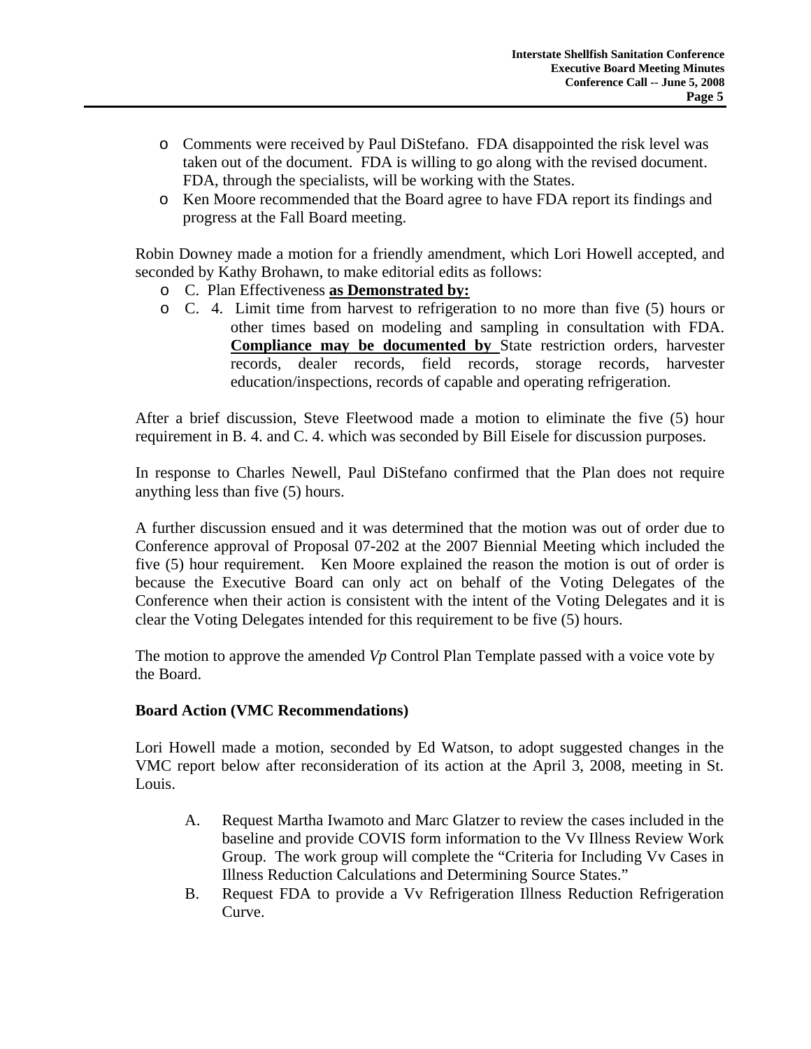- Comments were received by Paul DiStefano. FDA disappointed the risk level was taken out of the document. FDA is willing to go along with the revised document. FDA, through the specialists, will be working with the States.
- Ken Moore recommended that the Board agree to have FDA report its findings and progress at the Fall Board meeting.

Robin Downey made a motion for a friendly amendment, which Lori Howell accepted, and seconded by Kathy Brohawn, to make editorial edits as follows:

- C. Plan Effectiveness **as Demonstrated by:**
- C. 4. Limit time from harvest to refrigeration to no more than five (5) hours or other times based on modeling and sampling in consultation with FDA. **Compliance may be documented by** State restriction orders, harvester records, dealer records, field records, storage records, harvester education/inspections, records of capable and operating refrigeration.

After a brief discussion, Steve Fleetwood made a motion to eliminate the five (5) hour requirement in B. 4. and C. 4. which was seconded by Bill Eisele for discussion purposes.

In response to Charles Newell, Paul DiStefano confirmed that the Plan does not require anything less than five (5) hours.

A further discussion ensued and it was determined that the motion was out of order due to Conference approval of Proposal 07-202 at the 2007 Biennial Meeting which included the five (5) hour requirement. Ken Moore explained the reason the motion is out of order is because the Executive Board can only act on behalf of the Voting Delegates of the Conference when their action is consistent with the intent of the Voting Delegates and it is clear the Voting Delegates intended for this requirement to be five (5) hours.

The motion to approve the amended *Vp* Control Plan Template passed with a voice vote by the Board.

**Board Action (VMC Recommendations)**

Lori Howell made a motion, seconded by Ed Watson, to adopt suggested changes in the VMC report below after reconsideration of its action at the April 3, 2008, meeting in St. Louis.

A. Request Martha Iwamoto and Marc Glatzer to review the cases included in the baseline and provide COVIS form information to the Vv Illness Review Work Group. The work group will complete the "Criteria for Including Vv Cases in Illness Reduction Calculations and Determining Source States."

B. Request FDA to provide a Vv Refrigeration Illness Reduction Refrigeration Curve.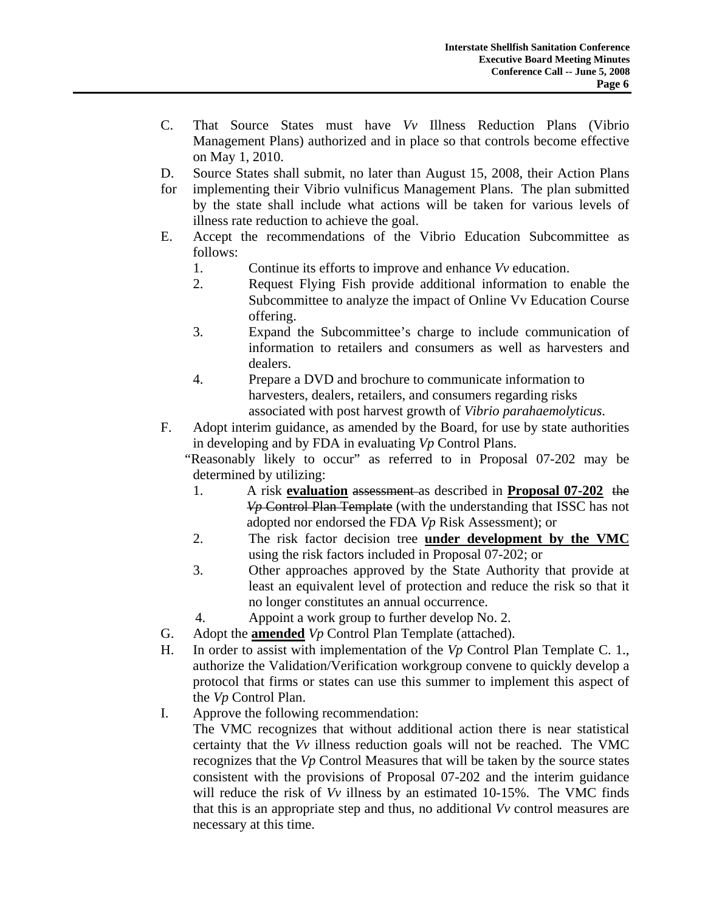C. That Source States must have *Vv* Illness Reduction Plans (Vibrio Management Plans) authorized and in place so that controls become effective on May 1, 2010.

D. Source States shall submit, no later than August 15, 2008, their Action Plans for implementing their Vibrio vulnificus Management Plans. The plan submitted by the state shall include what actions will be taken for various levels of illness rate reduction to achieve the goal.

E. Accept the recommendations of the Vibrio Education Subcommittee as follows:
   1. Continue its efforts to improve and enhance *Vv* education.
   2. Request Flying Fish provide additional information to enable the Subcommittee to analyze the impact of Online Vv Education Course offering.
   3. Expand the Subcommittee's charge to include communication of information to retailers and consumers as well as harvesters and dealers.
   4. Prepare a DVD and brochure to communicate information to harvesters, dealers, retailers, and consumers regarding risks associated with post harvest growth of *Vibrio parahaemolyticus*.

F. Adopt interim guidance, as amended by the Board, for use by state authorities in developing and by FDA in evaluating *Vp* Control Plans.

   "Reasonably likely to occur" as referred to in Proposal 07-202 may be determined by utilizing:
   1. A risk **evaluation** ~~assessment~~ as described in **Proposal 07-202** ~~the *Vp* Control Plan Template~~ (with the understanding that ISSC has not adopted nor endorsed the FDA *Vp* Risk Assessment); or
   2. The risk factor decision tree **under development by the VMC** using the risk factors included in Proposal 07-202; or
   3. Other approaches approved by the State Authority that provide at least an equivalent level of protection and reduce the risk so that it no longer constitutes an annual occurrence.
   4. Appoint a work group to further develop No. 2.

G. Adopt the **amended** *Vp* Control Plan Template (attached).

H. In order to assist with implementation of the *Vp* Control Plan Template C. 1., authorize the Validation/Verification workgroup convene to quickly develop a protocol that firms or states can use this summer to implement this aspect of the *Vp* Control Plan.

I. Approve the following recommendation:

   The VMC recognizes that without additional action there is near statistical certainty that the *Vv* illness reduction goals will not be reached. The VMC recognizes that the *Vp* Control Measures that will be taken by the source states consistent with the provisions of Proposal 07-202 and the interim guidance will reduce the risk of *Vv* illness by an estimated 10-15%. The VMC finds that this is an appropriate step and thus, no additional *Vv* control measures are necessary at this time.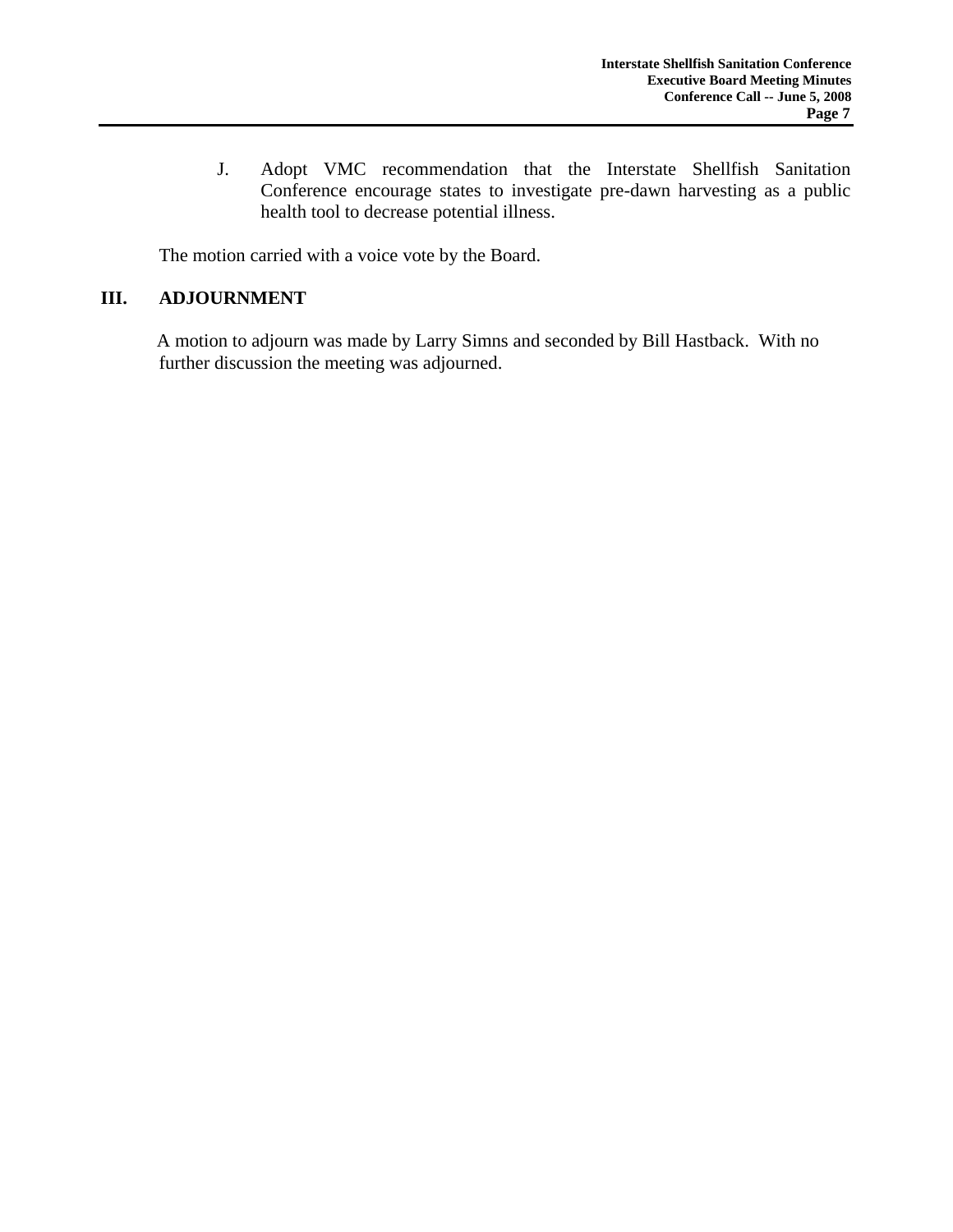J. Adopt VMC recommendation that the Interstate Shellfish Sanitation Conference encourage states to investigate pre-dawn harvesting as a public health tool to decrease potential illness.

The motion carried with a voice vote by the Board.

## III. ADJOURNMENT

A motion to adjourn was made by Larry Simns and seconded by Bill Hastback. With no further discussion the meeting was adjourned.